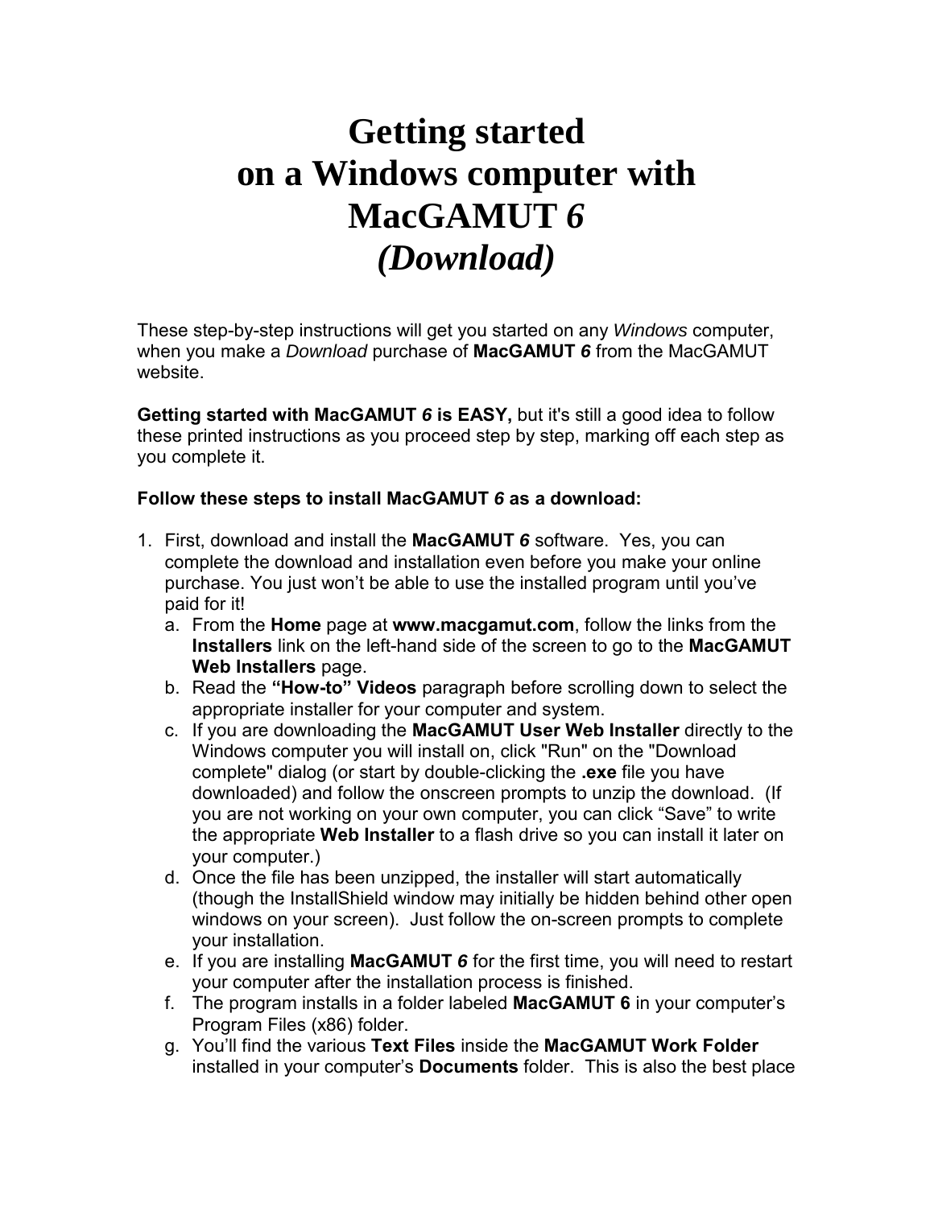# Getting started on a Windows computer with MacGAMUT *6* *(Download)*

These step-by-step instructions will get you started on any *Windows* computer, when you make a *Download* purchase of **MacGAMUT *6*** from the MacGAMUT website.

**Getting started with MacGAMUT *6* is EASY,** but it's still a good idea to follow these printed instructions as you proceed step by step, marking off each step as you complete it.

**Follow these steps to install MacGAMUT *6* as a download:**

1. First, download and install the **MacGAMUT *6*** software. Yes, you can complete the download and installation even before you make your online purchase. You just won't be able to use the installed program until you've paid for it!
   a. From the **Home** page at **www.macgamut.com**, follow the links from the **Installers** link on the left-hand side of the screen to go to the **MacGAMUT Web Installers** page.
   b. Read the **"How-to" Videos** paragraph before scrolling down to select the appropriate installer for your computer and system.
   c. If you are downloading the **MacGAMUT User Web Installer** directly to the Windows computer you will install on, click "Run" on the "Download complete" dialog (or start by double-clicking the **.exe** file you have downloaded) and follow the onscreen prompts to unzip the download. (If you are not working on your own computer, you can click "Save" to write the appropriate **Web Installer** to a flash drive so you can install it later on your computer.)
   d. Once the file has been unzipped, the installer will start automatically (though the InstallShield window may initially be hidden behind other open windows on your screen). Just follow the on-screen prompts to complete your installation.
   e. If you are installing **MacGAMUT *6*** for the first time, you will need to restart your computer after the installation process is finished.
   f. The program installs in a folder labeled **MacGAMUT 6** in your computer's Program Files (x86) folder.
   g. You'll find the various **Text Files** inside the **MacGAMUT Work Folder** installed in your computer's **Documents** folder. This is also the best place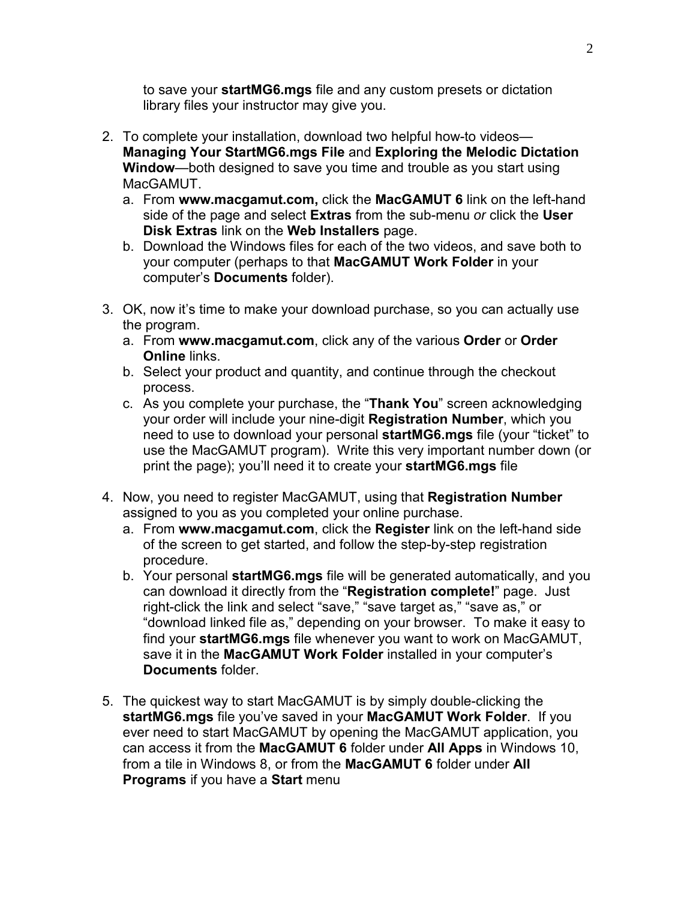to save your **startMG6.mgs** file and any custom presets or dictation library files your instructor may give you.

2. To complete your installation, download two helpful how-to videos—**Managing Your StartMG6.mgs File** and **Exploring the Melodic Dictation Window**—both designed to save you time and trouble as you start using MacGAMUT.
   a. From **www.macgamut.com,** click the **MacGAMUT 6** link on the left-hand side of the page and select **Extras** from the sub-menu *or* click the **User Disk Extras** link on the **Web Installers** page.
   b. Download the Windows files for each of the two videos, and save both to your computer (perhaps to that **MacGAMUT Work Folder** in your computer's **Documents** folder).

3. OK, now it's time to make your download purchase, so you can actually use the program.
   a. From **www.macgamut.com**, click any of the various **Order** or **Order Online** links.
   b. Select your product and quantity, and continue through the checkout process.
   c. As you complete your purchase, the "**Thank You**" screen acknowledging your order will include your nine-digit **Registration Number**, which you need to use to download your personal **startMG6.mgs** file (your "ticket" to use the MacGAMUT program). Write this very important number down (or print the page); you'll need it to create your **startMG6.mgs** file

4. Now, you need to register MacGAMUT, using that **Registration Number** assigned to you as you completed your online purchase.
   a. From **www.macgamut.com**, click the **Register** link on the left-hand side of the screen to get started, and follow the step-by-step registration procedure.
   b. Your personal **startMG6.mgs** file will be generated automatically, and you can download it directly from the "**Registration complete!**" page. Just right-click the link and select "save," "save target as," "save as," or "download linked file as," depending on your browser. To make it easy to find your **startMG6.mgs** file whenever you want to work on MacGAMUT, save it in the **MacGAMUT Work Folder** installed in your computer's **Documents** folder.

5. The quickest way to start MacGAMUT is by simply double-clicking the **startMG6.mgs** file you've saved in your **MacGAMUT Work Folder**. If you ever need to start MacGAMUT by opening the MacGAMUT application, you can access it from the **MacGAMUT 6** folder under **All Apps** in Windows 10, from a tile in Windows 8, or from the **MacGAMUT 6** folder under **All Programs** if you have a **Start** menu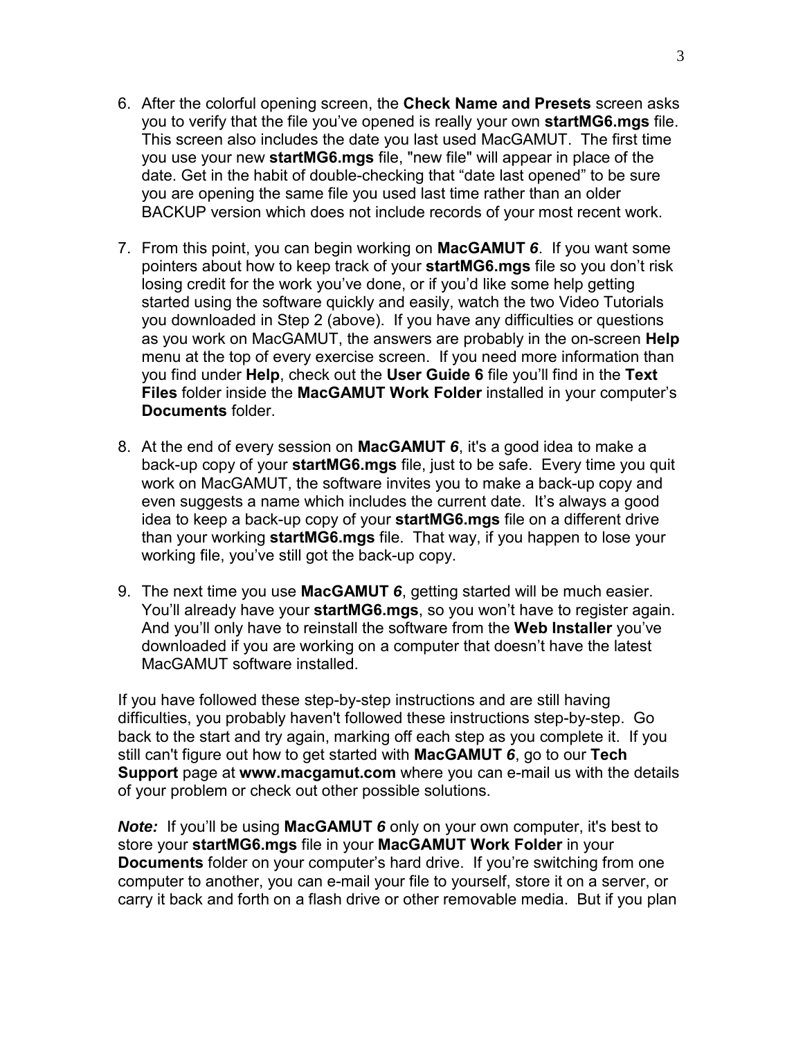6. After the colorful opening screen, the **Check Name and Presets** screen asks you to verify that the file you've opened is really your own **startMG6.mgs** file. This screen also includes the date you last used MacGAMUT. The first time you use your new **startMG6.mgs** file, "new file" will appear in place of the date. Get in the habit of double-checking that "date last opened" to be sure you are opening the same file you used last time rather than an older BACKUP version which does not include records of your most recent work.

7. From this point, you can begin working on **MacGAMUT *6***. If you want some pointers about how to keep track of your **startMG6.mgs** file so you don't risk losing credit for the work you've done, or if you'd like some help getting started using the software quickly and easily, watch the two Video Tutorials you downloaded in Step 2 (above). If you have any difficulties or questions as you work on MacGAMUT, the answers are probably in the on-screen **Help** menu at the top of every exercise screen. If you need more information than you find under **Help**, check out the **User Guide 6** file you'll find in the **Text Files** folder inside the **MacGAMUT Work Folder** installed in your computer's **Documents** folder.

8. At the end of every session on **MacGAMUT *6***, it's a good idea to make a back-up copy of your **startMG6.mgs** file, just to be safe. Every time you quit work on MacGAMUT, the software invites you to make a back-up copy and even suggests a name which includes the current date. It's always a good idea to keep a back-up copy of your **startMG6.mgs** file on a different drive than your working **startMG6.mgs** file. That way, if you happen to lose your working file, you've still got the back-up copy.

9. The next time you use **MacGAMUT *6***, getting started will be much easier. You'll already have your **startMG6.mgs**, so you won't have to register again. And you'll only have to reinstall the software from the **Web Installer** you've downloaded if you are working on a computer that doesn't have the latest MacGAMUT software installed.

If you have followed these step-by-step instructions and are still having difficulties, you probably haven't followed these instructions step-by-step. Go back to the start and try again, marking off each step as you complete it. If you still can't figure out how to get started with **MacGAMUT *6***, go to our **Tech Support** page at **www.macgamut.com** where you can e-mail us with the details of your problem or check out other possible solutions.

***Note:*** If you'll be using **MacGAMUT *6*** only on your own computer, it's best to store your **startMG6.mgs** file in your **MacGAMUT Work Folder** in your **Documents** folder on your computer's hard drive. If you're switching from one computer to another, you can e-mail your file to yourself, store it on a server, or carry it back and forth on a flash drive or other removable media. But if you plan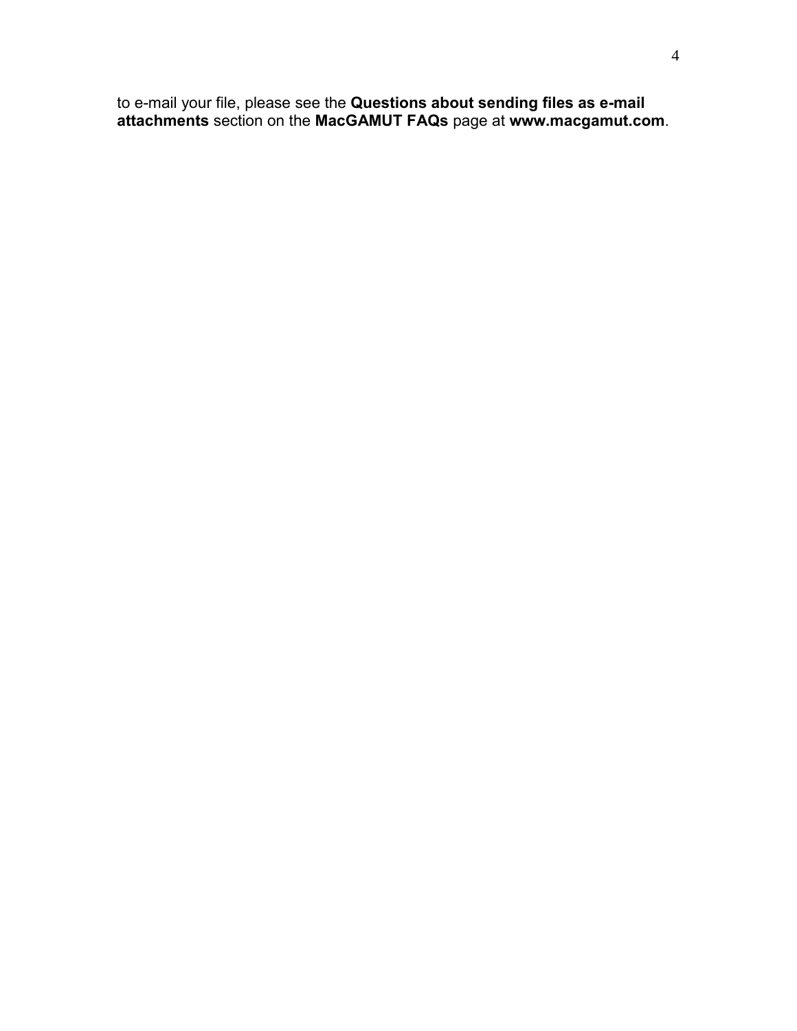to e-mail your file, please see the **Questions about sending files as e-mail attachments** section on the **MacGAMUT FAQs** page at **www.macgamut.com**.